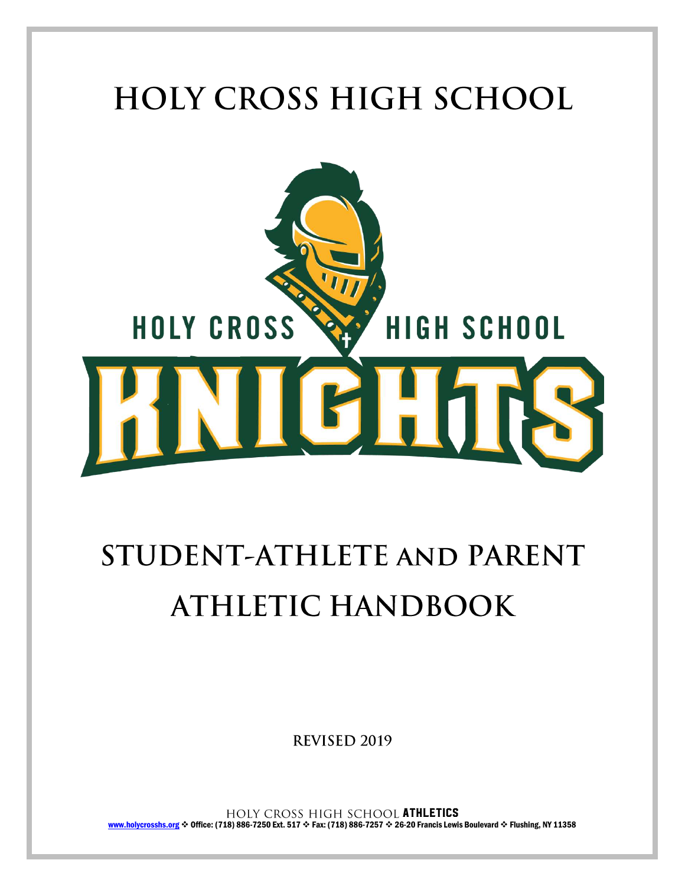# HOLY CROSS HIGH SCHOOL

HOLY CROSS HIGH SCHOOL

KNIGHTS

# STUDENT-ATHLETE AND PARENT ATHLETIC HANDBOOK

**REVISED 2019**

HOLY CROSS HIGH SCHOOL **ATHLETICS**

www.holycrosshs.org ❖ Office: (718) 886-7250 Ext. 517 ❖ Fax: (718) 886-7257 ❖ 26-20 Francis Lewis Boulevard ❖ Flushing, NY 11358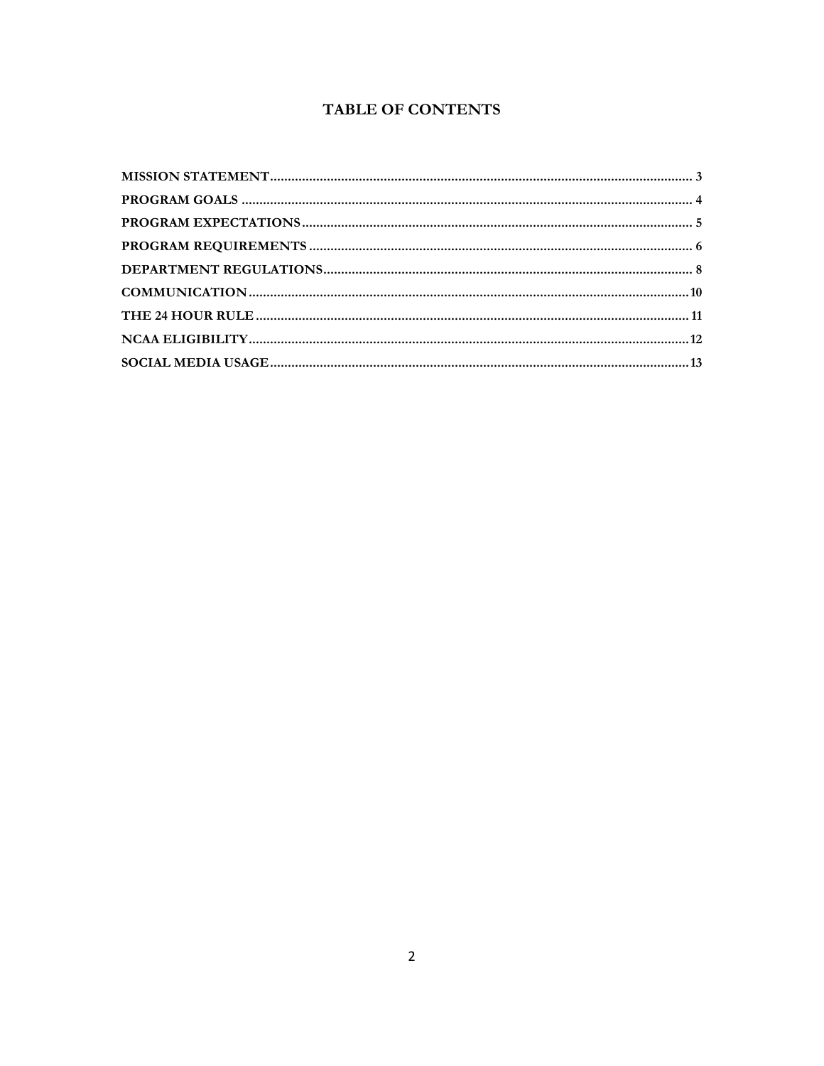## TABLE OF CONTENTS

| Section | Page |
| --- | --- |
| MISSION STATEMENT | 3 |
| PROGRAM GOALS | 4 |
| PROGRAM EXPECTATIONS | 5 |
| PROGRAM REQUIREMENTS | 6 |
| DEPARTMENT REGULATIONS | 8 |
| COMMUNICATION | 10 |
| THE 24 HOUR RULE | 11 |
| NCAA ELIGIBILITY | 12 |
| SOCIAL MEDIA USAGE | 13 |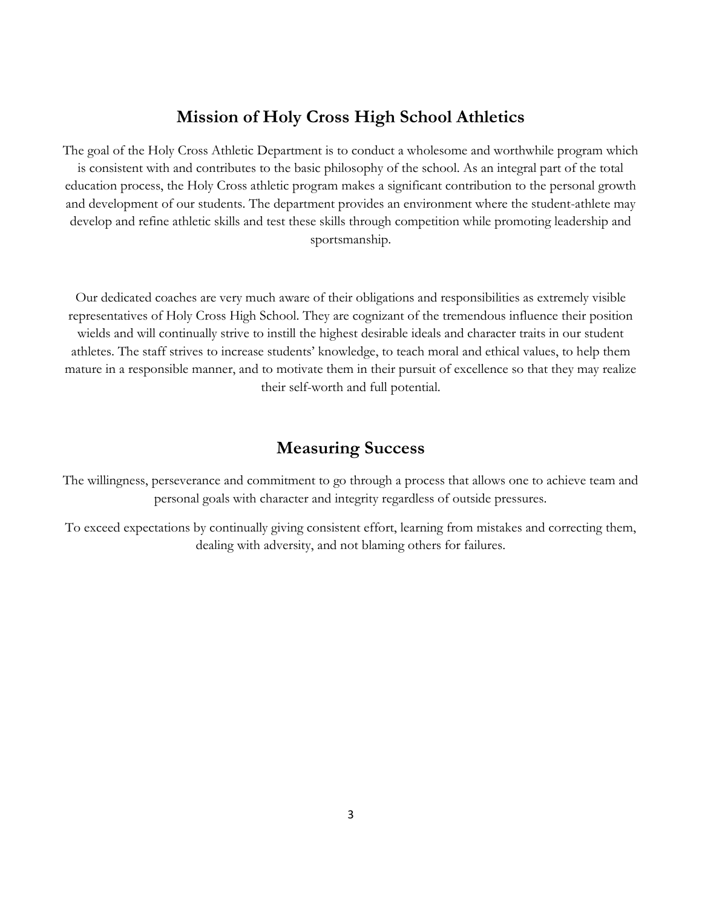## Mission of Holy Cross High School Athletics

The goal of the Holy Cross Athletic Department is to conduct a wholesome and worthwhile program which is consistent with and contributes to the basic philosophy of the school. As an integral part of the total education process, the Holy Cross athletic program makes a significant contribution to the personal growth and development of our students. The department provides an environment where the student-athlete may develop and refine athletic skills and test these skills through competition while promoting leadership and sportsmanship.

Our dedicated coaches are very much aware of their obligations and responsibilities as extremely visible representatives of Holy Cross High School. They are cognizant of the tremendous influence their position wields and will continually strive to instill the highest desirable ideals and character traits in our student athletes. The staff strives to increase students' knowledge, to teach moral and ethical values, to help them mature in a responsible manner, and to motivate them in their pursuit of excellence so that they may realize their self-worth and full potential.

## Measuring Success

The willingness, perseverance and commitment to go through a process that allows one to achieve team and personal goals with character and integrity regardless of outside pressures.

To exceed expectations by continually giving consistent effort, learning from mistakes and correcting them, dealing with adversity, and not blaming others for failures.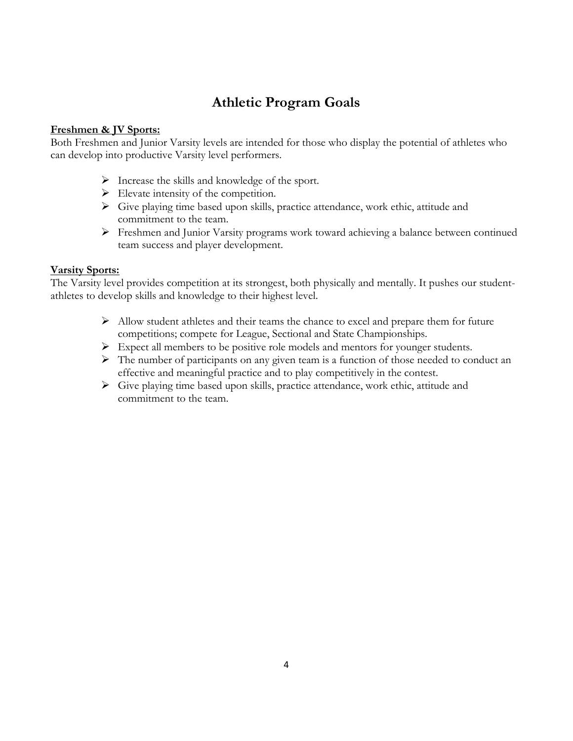# Athletic Program Goals

**Freshmen & JV Sports:**

Both Freshmen and Junior Varsity levels are intended for those who display the potential of athletes who can develop into productive Varsity level performers.

- Increase the skills and knowledge of the sport.
- Elevate intensity of the competition.
- Give playing time based upon skills, practice attendance, work ethic, attitude and commitment to the team.
- Freshmen and Junior Varsity programs work toward achieving a balance between continued team success and player development.

**Varsity Sports:**

The Varsity level provides competition at its strongest, both physically and mentally. It pushes our student-athletes to develop skills and knowledge to their highest level.

- Allow student athletes and their teams the chance to excel and prepare them for future competitions; compete for League, Sectional and State Championships.
- Expect all members to be positive role models and mentors for younger students.
- The number of participants on any given team is a function of those needed to conduct an effective and meaningful practice and to play competitively in the contest.
- Give playing time based upon skills, practice attendance, work ethic, attitude and commitment to the team.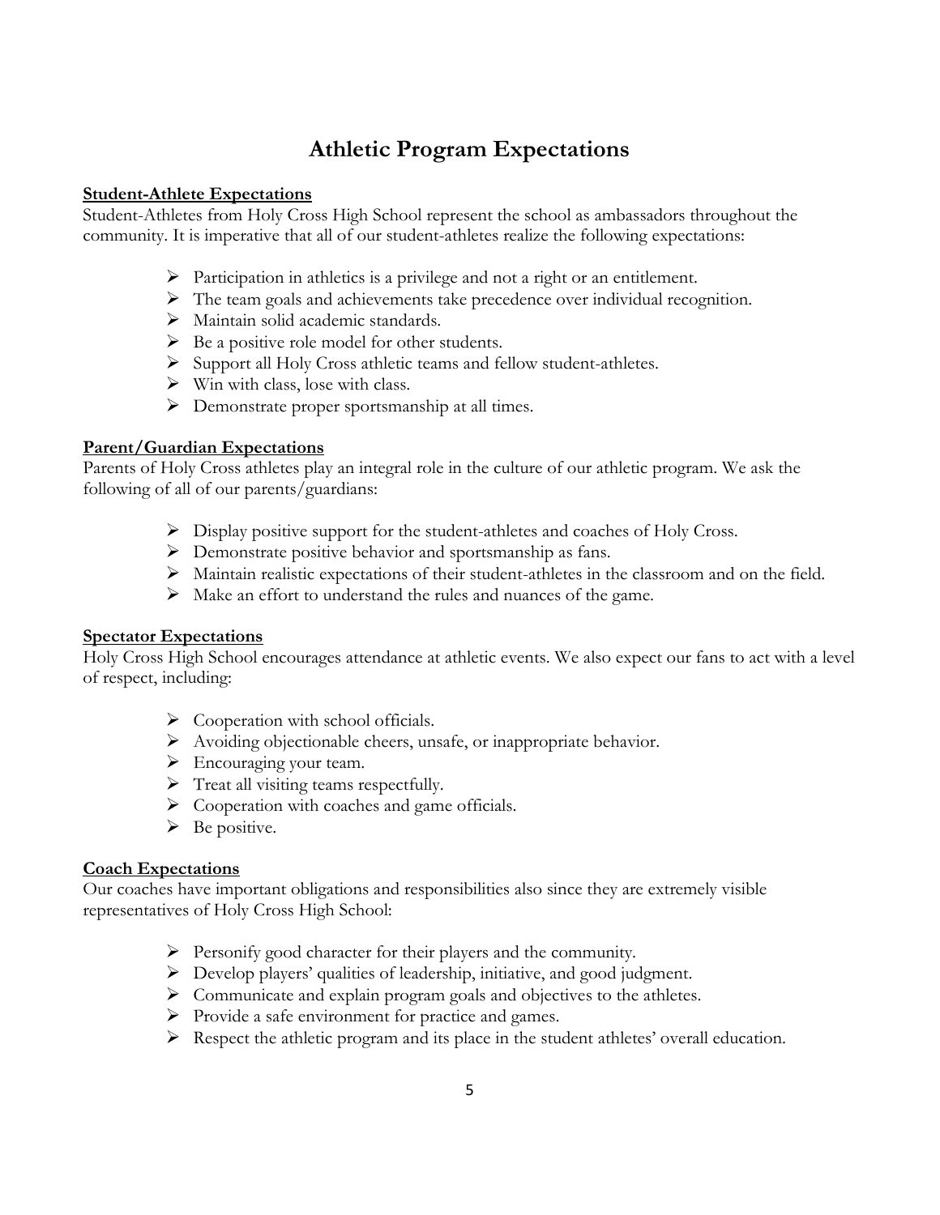# Athletic Program Expectations

**Student-Athlete Expectations**

Student-Athletes from Holy Cross High School represent the school as ambassadors throughout the community. It is imperative that all of our student-athletes realize the following expectations:

- Participation in athletics is a privilege and not a right or an entitlement.
- The team goals and achievements take precedence over individual recognition.
- Maintain solid academic standards.
- Be a positive role model for other students.
- Support all Holy Cross athletic teams and fellow student-athletes.
- Win with class, lose with class.
- Demonstrate proper sportsmanship at all times.

**Parent/Guardian Expectations**

Parents of Holy Cross athletes play an integral role in the culture of our athletic program. We ask the following of all of our parents/guardians:

- Display positive support for the student-athletes and coaches of Holy Cross.
- Demonstrate positive behavior and sportsmanship as fans.
- Maintain realistic expectations of their student-athletes in the classroom and on the field.
- Make an effort to understand the rules and nuances of the game.

**Spectator Expectations**

Holy Cross High School encourages attendance at athletic events. We also expect our fans to act with a level of respect, including:

- Cooperation with school officials.
- Avoiding objectionable cheers, unsafe, or inappropriate behavior.
- Encouraging your team.
- Treat all visiting teams respectfully.
- Cooperation with coaches and game officials.
- Be positive.

**Coach Expectations**

Our coaches have important obligations and responsibilities also since they are extremely visible representatives of Holy Cross High School:

- Personify good character for their players and the community.
- Develop players' qualities of leadership, initiative, and good judgment.
- Communicate and explain program goals and objectives to the athletes.
- Provide a safe environment for practice and games.
- Respect the athletic program and its place in the student athletes' overall education.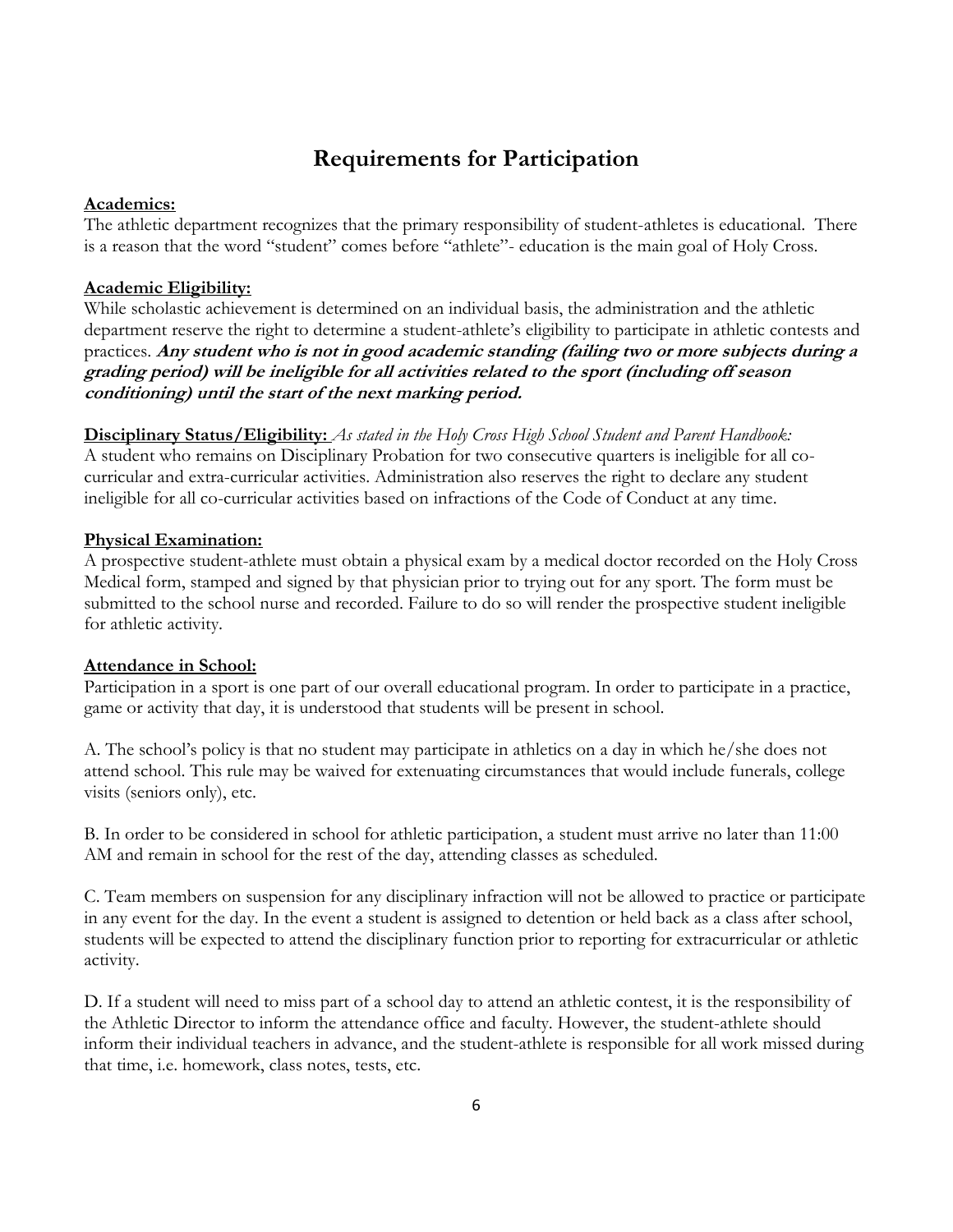# Requirements for Participation

**Academics:**

The athletic department recognizes that the primary responsibility of student-athletes is educational. There is a reason that the word "student" comes before "athlete"- education is the main goal of Holy Cross.

**Academic Eligibility:**

While scholastic achievement is determined on an individual basis, the administration and the athletic department reserve the right to determine a student-athlete's eligibility to participate in athletic contests and practices. ***Any student who is not in good academic standing (failing two or more subjects during a grading period) will be ineligible for all activities related to the sport (including off season conditioning) until the start of the next marking period.***

**Disciplinary Status/Eligibility:** *As stated in the Holy Cross High School Student and Parent Handbook:*
A student who remains on Disciplinary Probation for two consecutive quarters is ineligible for all co-curricular and extra-curricular activities. Administration also reserves the right to declare any student ineligible for all co-curricular activities based on infractions of the Code of Conduct at any time.

**Physical Examination:**

A prospective student-athlete must obtain a physical exam by a medical doctor recorded on the Holy Cross Medical form, stamped and signed by that physician prior to trying out for any sport. The form must be submitted to the school nurse and recorded. Failure to do so will render the prospective student ineligible for athletic activity.

**Attendance in School:**

Participation in a sport is one part of our overall educational program. In order to participate in a practice, game or activity that day, it is understood that students will be present in school.

A. The school's policy is that no student may participate in athletics on a day in which he/she does not attend school. This rule may be waived for extenuating circumstances that would include funerals, college visits (seniors only), etc.

B. In order to be considered in school for athletic participation, a student must arrive no later than 11:00 AM and remain in school for the rest of the day, attending classes as scheduled.

C. Team members on suspension for any disciplinary infraction will not be allowed to practice or participate in any event for the day. In the event a student is assigned to detention or held back as a class after school, students will be expected to attend the disciplinary function prior to reporting for extracurricular or athletic activity.

D. If a student will need to miss part of a school day to attend an athletic contest, it is the responsibility of the Athletic Director to inform the attendance office and faculty. However, the student-athlete should inform their individual teachers in advance, and the student-athlete is responsible for all work missed during that time, i.e. homework, class notes, tests, etc.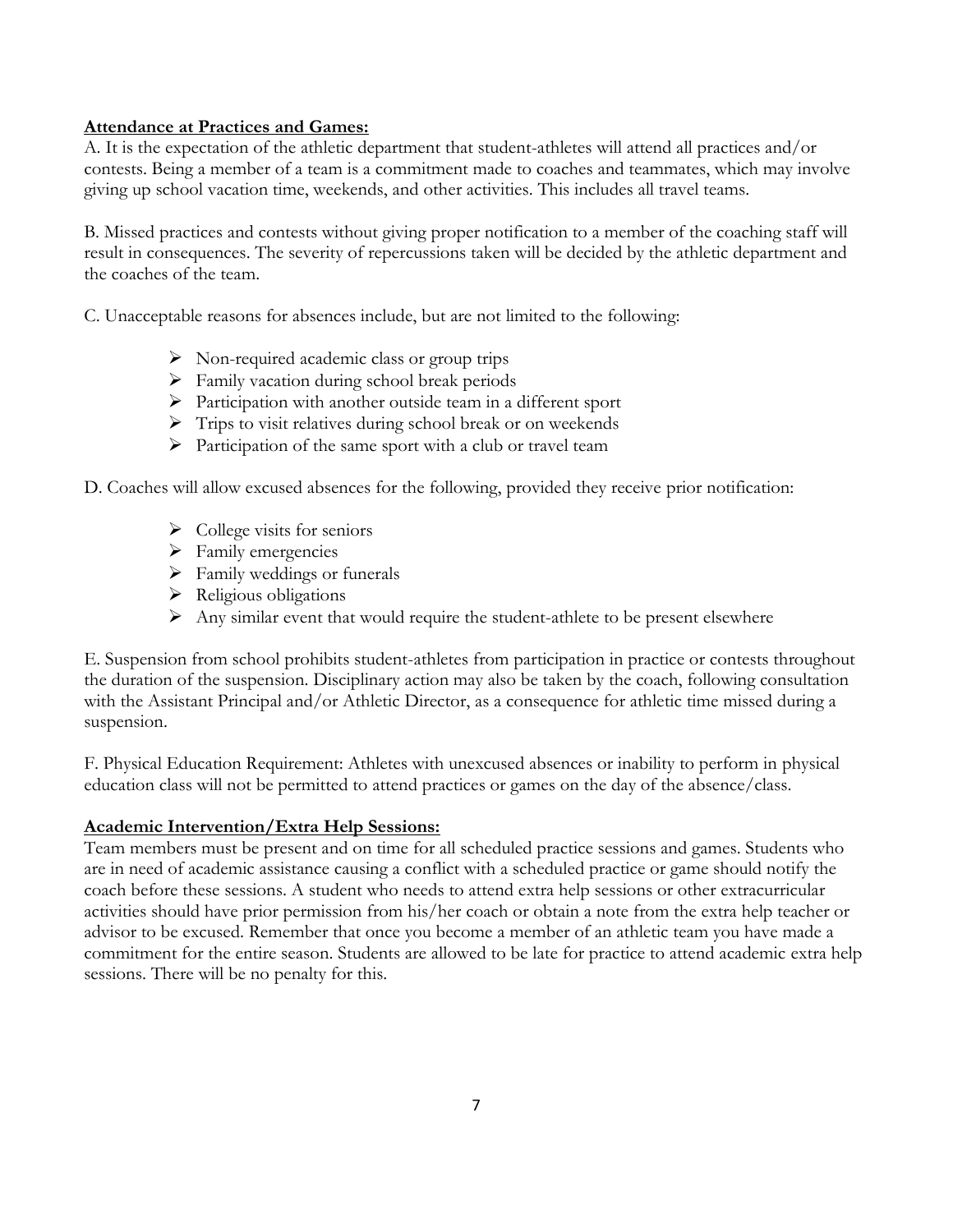## **Attendance at Practices and Games:**

A. It is the expectation of the athletic department that student-athletes will attend all practices and/or contests. Being a member of a team is a commitment made to coaches and teammates, which may involve giving up school vacation time, weekends, and other activities. This includes all travel teams.

B. Missed practices and contests without giving proper notification to a member of the coaching staff will result in consequences. The severity of repercussions taken will be decided by the athletic department and the coaches of the team.

C. Unacceptable reasons for absences include, but are not limited to the following:

- Non-required academic class or group trips
- Family vacation during school break periods
- Participation with another outside team in a different sport
- Trips to visit relatives during school break or on weekends
- Participation of the same sport with a club or travel team

D. Coaches will allow excused absences for the following, provided they receive prior notification:

- College visits for seniors
- Family emergencies
- Family weddings or funerals
- Religious obligations
- Any similar event that would require the student-athlete to be present elsewhere

E. Suspension from school prohibits student-athletes from participation in practice or contests throughout the duration of the suspension. Disciplinary action may also be taken by the coach, following consultation with the Assistant Principal and/or Athletic Director, as a consequence for athletic time missed during a suspension.

F. Physical Education Requirement: Athletes with unexcused absences or inability to perform in physical education class will not be permitted to attend practices or games on the day of the absence/class.

## **Academic Intervention/Extra Help Sessions:**

Team members must be present and on time for all scheduled practice sessions and games. Students who are in need of academic assistance causing a conflict with a scheduled practice or game should notify the coach before these sessions. A student who needs to attend extra help sessions or other extracurricular activities should have prior permission from his/her coach or obtain a note from the extra help teacher or advisor to be excused. Remember that once you become a member of an athletic team you have made a commitment for the entire season. Students are allowed to be late for practice to attend academic extra help sessions. There will be no penalty for this.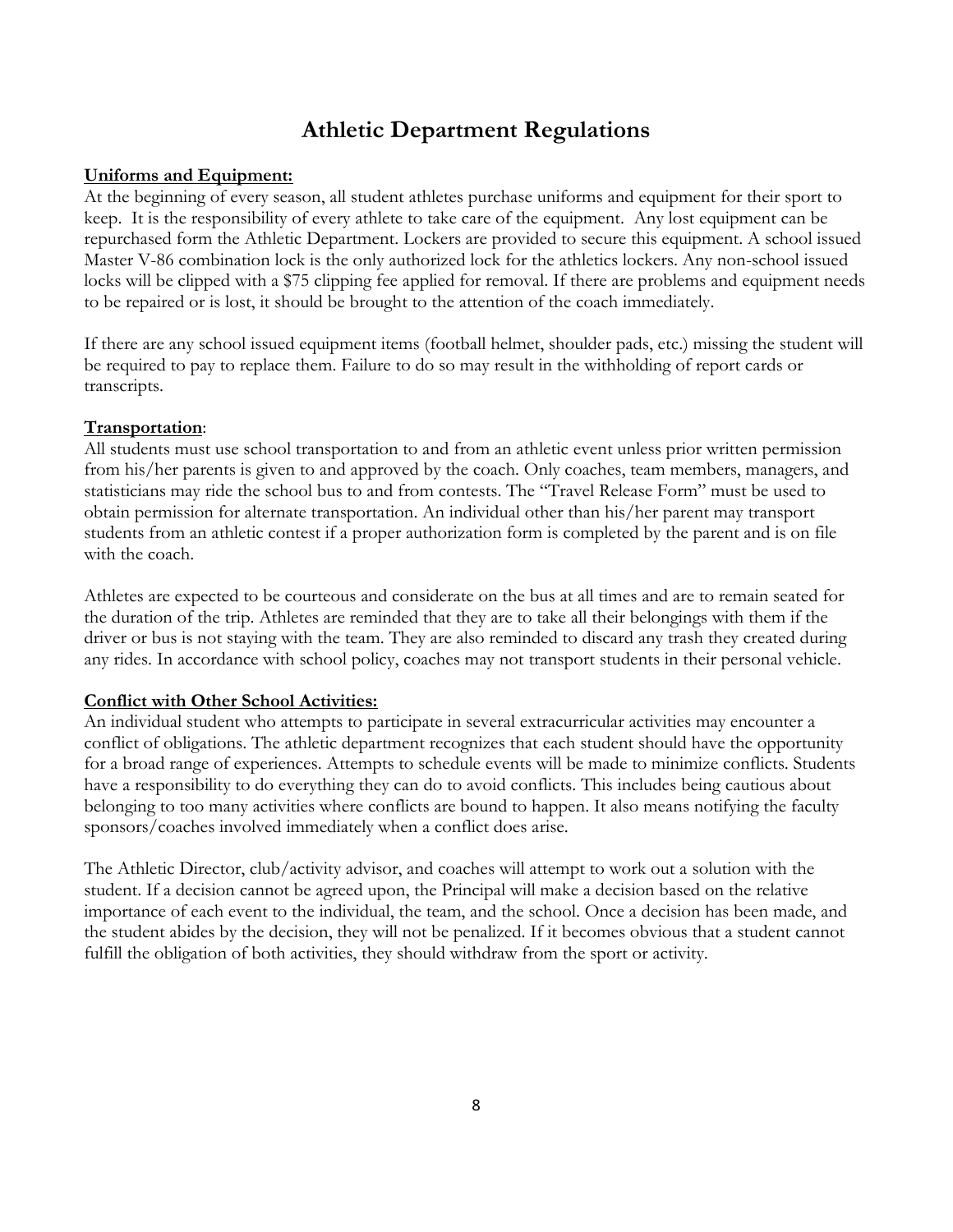# Athletic Department Regulations

**Uniforms and Equipment:**

At the beginning of every season, all student athletes purchase uniforms and equipment for their sport to keep. It is the responsibility of every athlete to take care of the equipment. Any lost equipment can be repurchased form the Athletic Department. Lockers are provided to secure this equipment. A school issued Master V-86 combination lock is the only authorized lock for the athletics lockers. Any non-school issued locks will be clipped with a $75 clipping fee applied for removal. If there are problems and equipment needs to be repaired or is lost, it should be brought to the attention of the coach immediately.

If there are any school issued equipment items (football helmet, shoulder pads, etc.) missing the student will be required to pay to replace them. Failure to do so may result in the withholding of report cards or transcripts.

**Transportation**:

All students must use school transportation to and from an athletic event unless prior written permission from his/her parents is given to and approved by the coach. Only coaches, team members, managers, and statisticians may ride the school bus to and from contests. The "Travel Release Form" must be used to obtain permission for alternate transportation. An individual other than his/her parent may transport students from an athletic contest if a proper authorization form is completed by the parent and is on file with the coach.

Athletes are expected to be courteous and considerate on the bus at all times and are to remain seated for the duration of the trip. Athletes are reminded that they are to take all their belongings with them if the driver or bus is not staying with the team. They are also reminded to discard any trash they created during any rides. In accordance with school policy, coaches may not transport students in their personal vehicle.

**Conflict with Other School Activities:**

An individual student who attempts to participate in several extracurricular activities may encounter a conflict of obligations. The athletic department recognizes that each student should have the opportunity for a broad range of experiences. Attempts to schedule events will be made to minimize conflicts. Students have a responsibility to do everything they can do to avoid conflicts. This includes being cautious about belonging to too many activities where conflicts are bound to happen. It also means notifying the faculty sponsors/coaches involved immediately when a conflict does arise.

The Athletic Director, club/activity advisor, and coaches will attempt to work out a solution with the student. If a decision cannot be agreed upon, the Principal will make a decision based on the relative importance of each event to the individual, the team, and the school. Once a decision has been made, and the student abides by the decision, they will not be penalized. If it becomes obvious that a student cannot fulfill the obligation of both activities, they should withdraw from the sport or activity.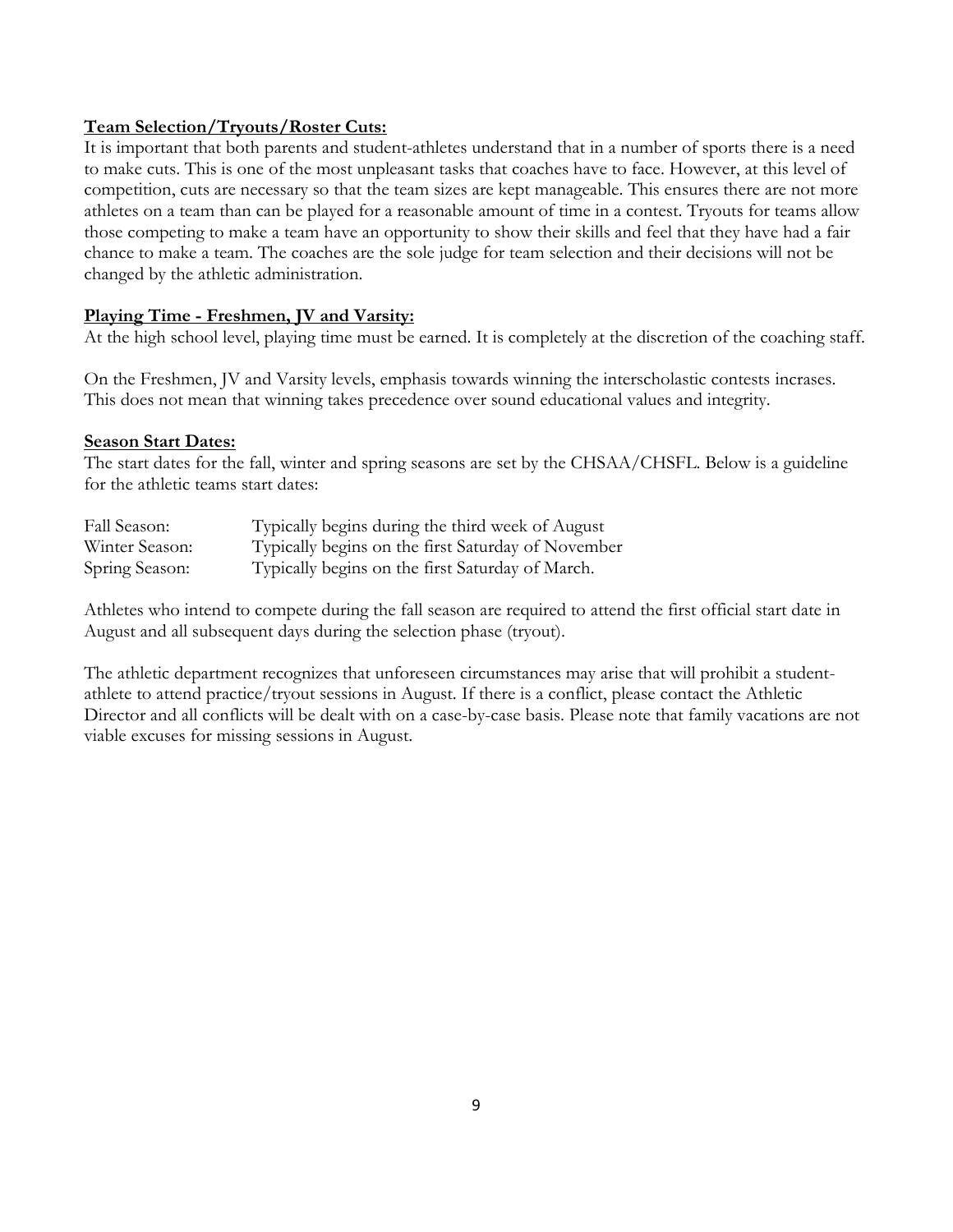**Team Selection/Tryouts/Roster Cuts:**

It is important that both parents and student-athletes understand that in a number of sports there is a need to make cuts. This is one of the most unpleasant tasks that coaches have to face. However, at this level of competition, cuts are necessary so that the team sizes are kept manageable. This ensures there are not more athletes on a team than can be played for a reasonable amount of time in a contest. Tryouts for teams allow those competing to make a team have an opportunity to show their skills and feel that they have had a fair chance to make a team. The coaches are the sole judge for team selection and their decisions will not be changed by the athletic administration.

**Playing Time - Freshmen, JV and Varsity:**

At the high school level, playing time must be earned. It is completely at the discretion of the coaching staff.

On the Freshmen, JV and Varsity levels, emphasis towards winning the interscholastic contests incrases. This does not mean that winning takes precedence over sound educational values and integrity.

**Season Start Dates:**

The start dates for the fall, winter and spring seasons are set by the CHSAA/CHSFL. Below is a guideline for the athletic teams start dates:

| | |
|---|---|
| Fall Season: | Typically begins during the third week of August |
| Winter Season: | Typically begins on the first Saturday of November |
| Spring Season: | Typically begins on the first Saturday of March. |

Athletes who intend to compete during the fall season are required to attend the first official start date in August and all subsequent days during the selection phase (tryout).

The athletic department recognizes that unforeseen circumstances may arise that will prohibit a student-athlete to attend practice/tryout sessions in August. If there is a conflict, please contact the Athletic Director and all conflicts will be dealt with on a case-by-case basis. Please note that family vacations are not viable excuses for missing sessions in August.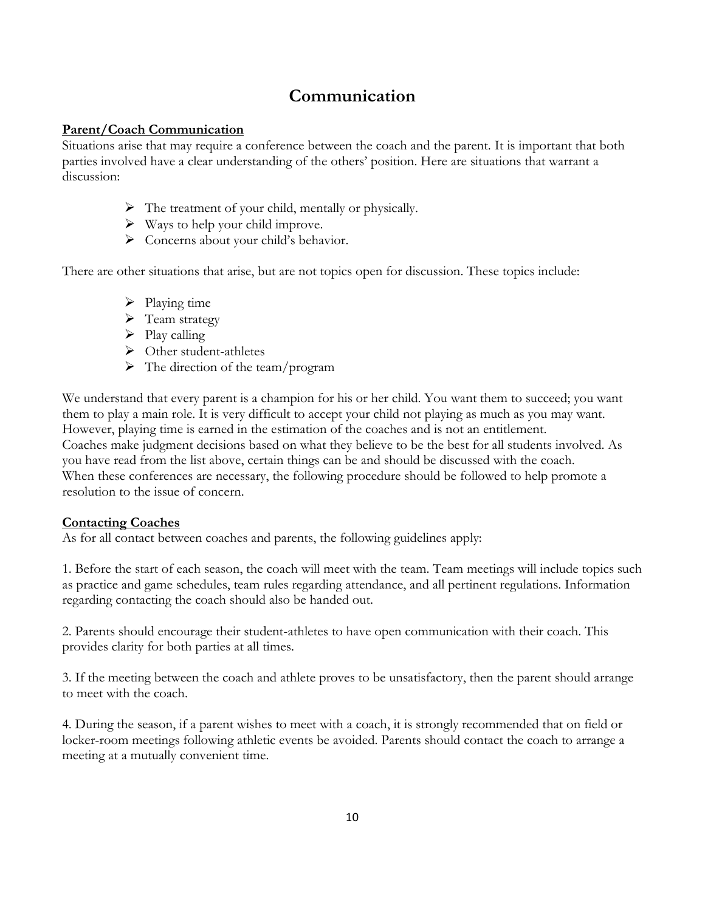# Communication

**Parent/Coach Communication**

Situations arise that may require a conference between the coach and the parent. It is important that both parties involved have a clear understanding of the others' position. Here are situations that warrant a discussion:

- The treatment of your child, mentally or physically.
- Ways to help your child improve.
- Concerns about your child's behavior.

There are other situations that arise, but are not topics open for discussion. These topics include:

- Playing time
- Team strategy
- Play calling
- Other student-athletes
- The direction of the team/program

We understand that every parent is a champion for his or her child. You want them to succeed; you want them to play a main role. It is very difficult to accept your child not playing as much as you may want. However, playing time is earned in the estimation of the coaches and is not an entitlement.
Coaches make judgment decisions based on what they believe to be the best for all students involved. As you have read from the list above, certain things can be and should be discussed with the coach.
When these conferences are necessary, the following procedure should be followed to help promote a resolution to the issue of concern.

**Contacting Coaches**

As for all contact between coaches and parents, the following guidelines apply:

1. Before the start of each season, the coach will meet with the team. Team meetings will include topics such as practice and game schedules, team rules regarding attendance, and all pertinent regulations. Information regarding contacting the coach should also be handed out.

2. Parents should encourage their student-athletes to have open communication with their coach. This provides clarity for both parties at all times.

3. If the meeting between the coach and athlete proves to be unsatisfactory, then the parent should arrange to meet with the coach.

4. During the season, if a parent wishes to meet with a coach, it is strongly recommended that on field or locker-room meetings following athletic events be avoided. Parents should contact the coach to arrange a meeting at a mutually convenient time.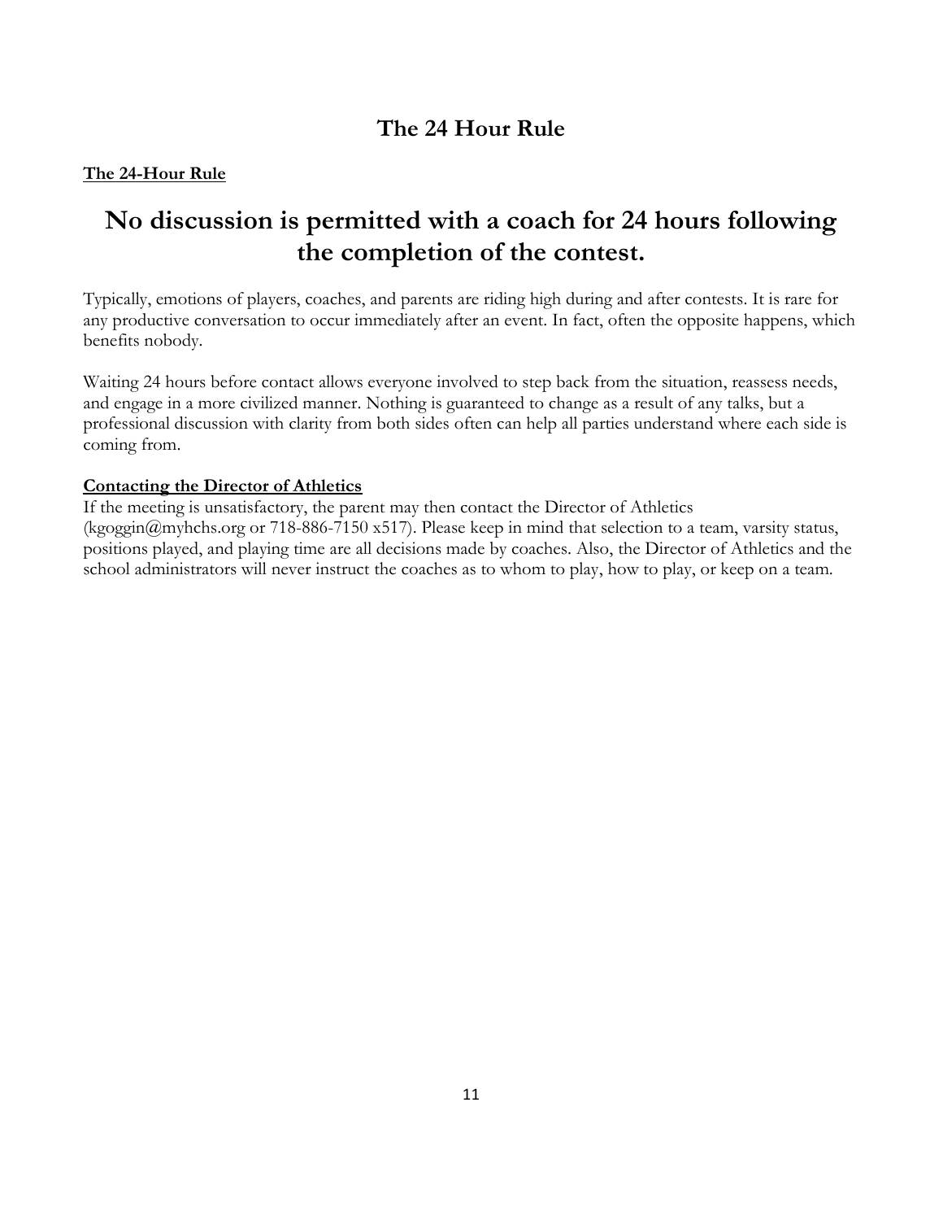## The 24 Hour Rule

**The 24-Hour Rule**

# No discussion is permitted with a coach for 24 hours following the completion of the contest.

Typically, emotions of players, coaches, and parents are riding high during and after contests. It is rare for any productive conversation to occur immediately after an event. In fact, often the opposite happens, which benefits nobody.

Waiting 24 hours before contact allows everyone involved to step back from the situation, reassess needs, and engage in a more civilized manner. Nothing is guaranteed to change as a result of any talks, but a professional discussion with clarity from both sides often can help all parties understand where each side is coming from.

**Contacting the Director of Athletics**

If the meeting is unsatisfactory, the parent may then contact the Director of Athletics (kgoggin@myhchs.org or 718-886-7150 x517). Please keep in mind that selection to a team, varsity status, positions played, and playing time are all decisions made by coaches. Also, the Director of Athletics and the school administrators will never instruct the coaches as to whom to play, how to play, or keep on a team.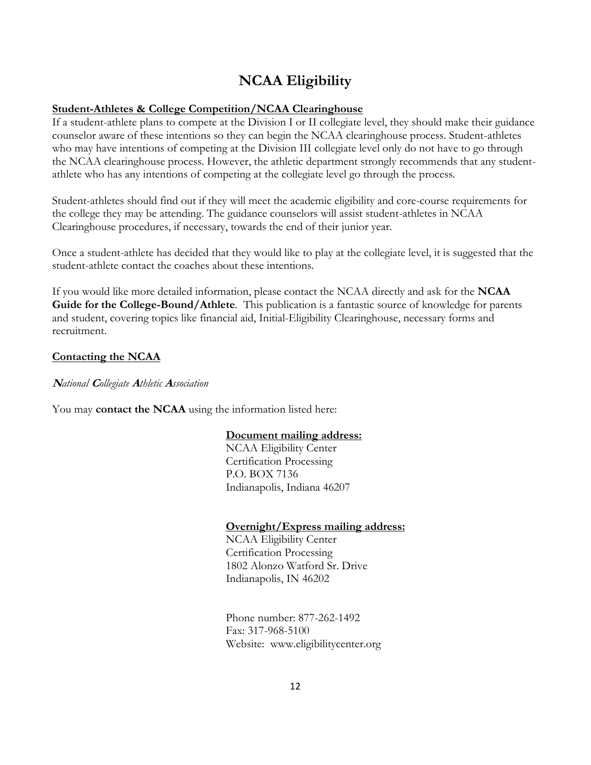# NCAA Eligibility

**Student-Athletes & College Competition/NCAA Clearinghouse**

If a student-athlete plans to compete at the Division I or II collegiate level, they should make their guidance counselor aware of these intentions so they can begin the NCAA clearinghouse process. Student-athletes who may have intentions of competing at the Division III collegiate level only do not have to go through the NCAA clearinghouse process. However, the athletic department strongly recommends that any student-athlete who has any intentions of competing at the collegiate level go through the process.

Student-athletes should find out if they will meet the academic eligibility and core-course requirements for the college they may be attending. The guidance counselors will assist student-athletes in NCAA Clearinghouse procedures, if necessary, towards the end of their junior year.

Once a student-athlete has decided that they would like to play at the collegiate level, it is suggested that the student-athlete contact the coaches about these intentions.

If you would like more detailed information, please contact the NCAA directly and ask for the **NCAA Guide for the College-Bound/Athlete**. This publication is a fantastic source of knowledge for parents and student, covering topics like financial aid, Initial-Eligibility Clearinghouse, necessary forms and recruitment.

**Contacting the NCAA**

***N****ational* ***C****ollegiate* ***A****thletic* ***A****ssociation*

You may **contact the NCAA** using the information listed here:

**Document mailing address:**
NCAA Eligibility Center
Certification Processing
P.O. BOX 7136
Indianapolis, Indiana 46207

**Overnight/Express mailing address:**
NCAA Eligibility Center
Certification Processing
1802 Alonzo Watford Sr. Drive
Indianapolis, IN 46202

Phone number: 877-262-1492
Fax: 317-968-5100
Website: www.eligibilitycenter.org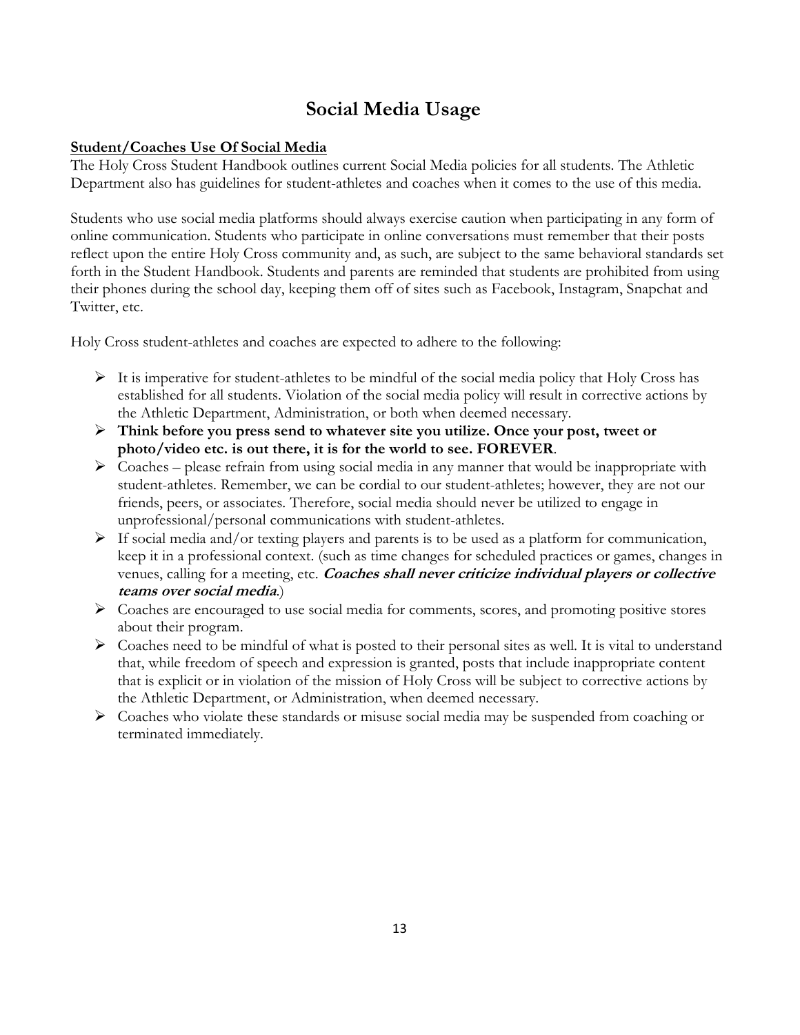# Social Media Usage

**Student/Coaches Use Of Social Media**

The Holy Cross Student Handbook outlines current Social Media policies for all students. The Athletic Department also has guidelines for student-athletes and coaches when it comes to the use of this media.

Students who use social media platforms should always exercise caution when participating in any form of online communication. Students who participate in online conversations must remember that their posts reflect upon the entire Holy Cross community and, as such, are subject to the same behavioral standards set forth in the Student Handbook. Students and parents are reminded that students are prohibited from using their phones during the school day, keeping them off of sites such as Facebook, Instagram, Snapchat and Twitter, etc.

Holy Cross student-athletes and coaches are expected to adhere to the following:

- It is imperative for student-athletes to be mindful of the social media policy that Holy Cross has established for all students. Violation of the social media policy will result in corrective actions by the Athletic Department, Administration, or both when deemed necessary.
- **Think before you press send to whatever site you utilize. Once your post, tweet or photo/video etc. is out there, it is for the world to see. FOREVER**.
- Coaches – please refrain from using social media in any manner that would be inappropriate with student-athletes. Remember, we can be cordial to our student-athletes; however, they are not our friends, peers, or associates. Therefore, social media should never be utilized to engage in unprofessional/personal communications with student-athletes.
- If social media and/or texting players and parents is to be used as a platform for communication, keep it in a professional context. (such as time changes for scheduled practices or games, changes in venues, calling for a meeting, etc. ***Coaches shall never criticize individual players or collective teams over social media***.)
- Coaches are encouraged to use social media for comments, scores, and promoting positive stores about their program.
- Coaches need to be mindful of what is posted to their personal sites as well. It is vital to understand that, while freedom of speech and expression is granted, posts that include inappropriate content that is explicit or in violation of the mission of Holy Cross will be subject to corrective actions by the Athletic Department, or Administration, when deemed necessary.
- Coaches who violate these standards or misuse social media may be suspended from coaching or terminated immediately.